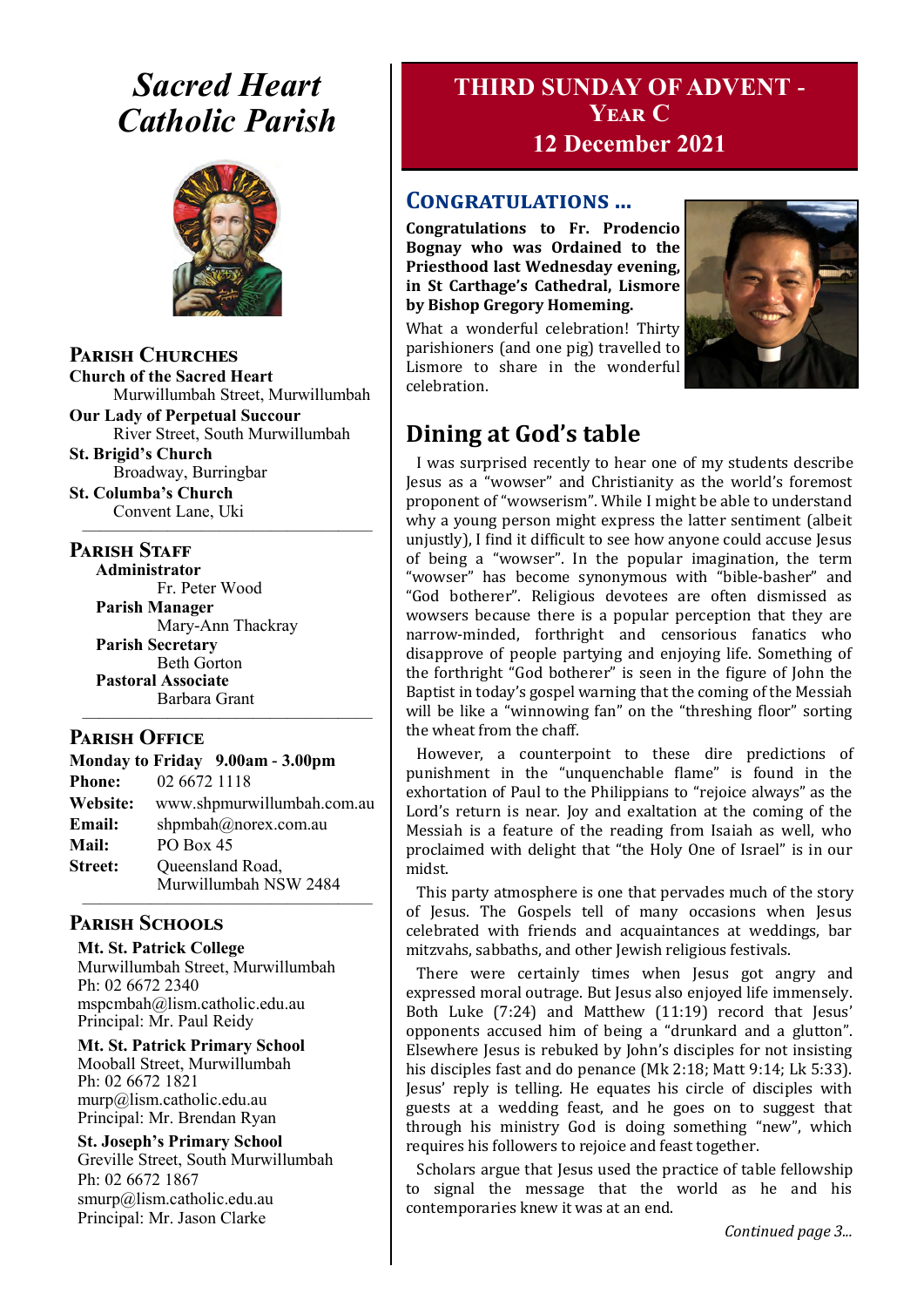# Sacred Heart Catholic Parish

## Parish Churches

**Church of the Sacred Heart**
Murwillumbah Street, Murwillumbah

**Our Lady of Perpetual Succour**
River Street, South Murwillumbah

**St. Brigid's Church**
Broadway, Burringbar

**St. Columba's Church**
Convent Lane, Uki

## Parish Staff

**Administrator**
Fr. Peter Wood

**Parish Manager**
Mary-Ann Thackray

**Parish Secretary**
Beth Gorton

**Pastoral Associate**
Barbara Grant

## Parish Office

**Monday to Friday 9.00am - 3.00pm**

**Phone:** 02 6672 1118
**Website:** www.shpmurwillumbah.com.au
**Email:** shpmbah@norex.com.au
**Mail:** PO Box 45
**Street:** Queensland Road, Murwillumbah NSW 2484

## Parish Schools

**Mt. St. Patrick College**
Murwillumbah Street, Murwillumbah
Ph: 02 6672 2340
mspcmbah@lism.catholic.edu.au
Principal: Mr. Paul Reidy

**Mt. St. Patrick Primary School**
Mooball Street, Murwillumbah
Ph: 02 6672 1821
murp@lism.catholic.edu.au
Principal: Mr. Brendan Ryan

**St. Joseph's Primary School**
Greville Street, South Murwillumbah
Ph: 02 6672 1867
smurp@lism.catholic.edu.au
Principal: Mr. Jason Clarke

# THIRD SUNDAY OF ADVENT - Year C
# 12 December 2021

## Congratulations ...

**Congratulations to Fr. Prodencio Bognay who was Ordained to the Priesthood last Wednesday evening, in St Carthage's Cathedral, Lismore by Bishop Gregory Homeming.**

What a wonderful celebration! Thirty parishioners (and one pig) travelled to Lismore to share in the wonderful celebration.

## Dining at God's table

I was surprised recently to hear one of my students describe Jesus as a "wowser" and Christianity as the world's foremost proponent of "wowserism". While I might be able to understand why a young person might express the latter sentiment (albeit unjustly), I find it difficult to see how anyone could accuse Jesus of being a "wowser". In the popular imagination, the term "wowser" has become synonymous with "bible-basher" and "God botherer". Religious devotees are often dismissed as wowsers because there is a popular perception that they are narrow-minded, forthright and censorious fanatics who disapprove of people partying and enjoying life. Something of the forthright "God botherer" is seen in the figure of John the Baptist in today's gospel warning that the coming of the Messiah will be like a "winnowing fan" on the "threshing floor" sorting the wheat from the chaff.

However, a counterpoint to these dire predictions of punishment in the "unquenchable flame" is found in the exhortation of Paul to the Philippians to "rejoice always" as the Lord's return is near. Joy and exaltation at the coming of the Messiah is a feature of the reading from Isaiah as well, who proclaimed with delight that "the Holy One of Israel" is in our midst.

This party atmosphere is one that pervades much of the story of Jesus. The Gospels tell of many occasions when Jesus celebrated with friends and acquaintances at weddings, bar mitzvahs, sabbaths, and other Jewish religious festivals.

There were certainly times when Jesus got angry and expressed moral outrage. But Jesus also enjoyed life immensely. Both Luke (7:24) and Matthew (11:19) record that Jesus' opponents accused him of being a "drunkard and a glutton". Elsewhere Jesus is rebuked by John's disciples for not insisting his disciples fast and do penance (Mk 2:18; Matt 9:14; Lk 5:33). Jesus' reply is telling. He equates his circle of disciples with guests at a wedding feast, and he goes on to suggest that through his ministry God is doing something "new", which requires his followers to rejoice and feast together.

Scholars argue that Jesus used the practice of table fellowship to signal the message that the world as he and his contemporaries knew it was at an end.

*Continued page 3...*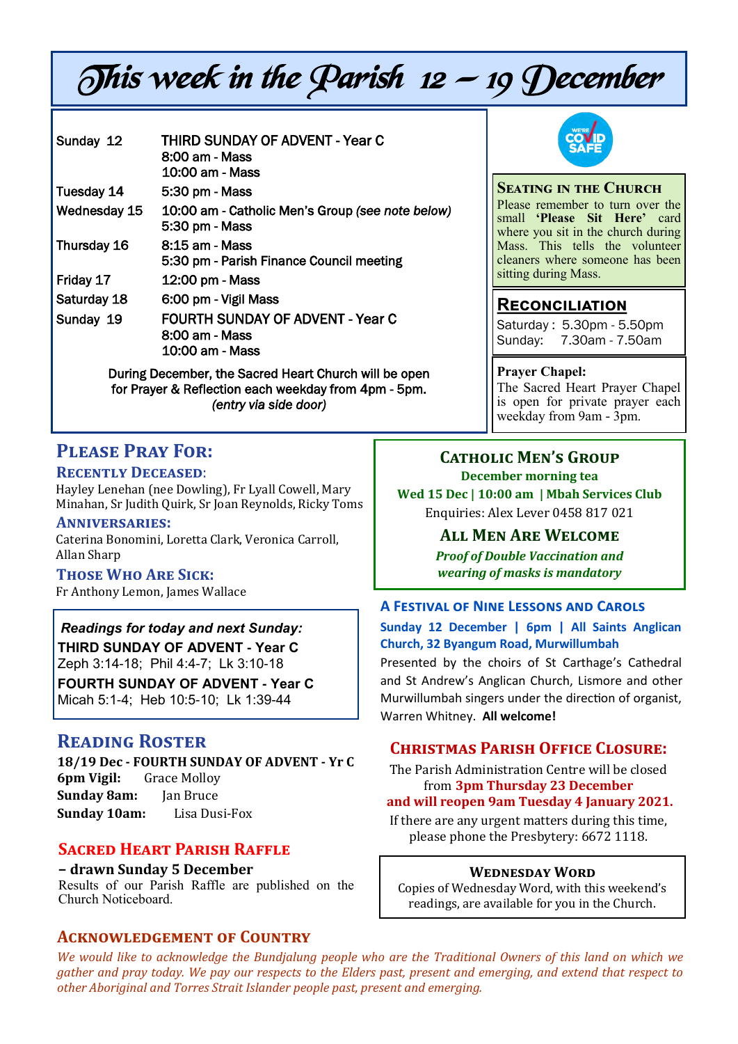# This week in the Parish 12 – 19 December

| | |
|---|---|
| Sunday 12 | THIRD SUNDAY OF ADVENT - Year C<br>8:00 am - Mass<br>10:00 am - Mass |
| Tuesday 14 | 5:30 pm - Mass |
| Wednesday 15 | 10:00 am - Catholic Men's Group *(see note below)*<br>5:30 pm - Mass |
| Thursday 16 | 8:15 am - Mass<br>5:30 pm - Parish Finance Council meeting |
| Friday 17 | 12:00 pm - Mass |
| Saturday 18 | 6:00 pm - Vigil Mass |
| Sunday 19 | FOURTH SUNDAY OF ADVENT - Year C<br>8:00 am - Mass<br>10:00 am - Mass |

During December, the Sacred Heart Church will be open for Prayer & Reflection each weekday from 4pm - 5pm. *(entry via side door)*

## Seating in the Church

Please remember to turn over the small **'Please Sit Here'** card where you sit in the church during Mass. This tells the volunteer cleaners where someone has been sitting during Mass.

## Reconciliation

Saturday : 5.30pm - 5.50pm
Sunday: 7.30am - 7.50am

**Prayer Chapel:**
The Sacred Heart Prayer Chapel is open for private prayer each weekday from 9am - 3pm.

## Please Pray For:

### Recently Deceased:

Hayley Lenehan (nee Dowling), Fr Lyall Cowell, Mary Minahan, Sr Judith Quirk, Sr Joan Reynolds, Ricky Toms

### Anniversaries:

Caterina Bonomini, Loretta Clark, Veronica Carroll, Allan Sharp

### Those Who Are Sick:

Fr Anthony Lemon, James Wallace

***Readings for today and next Sunday:***
**THIRD SUNDAY OF ADVENT - Year C**
Zeph 3:14-18; Phil 4:4-7; Lk 3:10-18
**FOURTH SUNDAY OF ADVENT - Year C**
Micah 5:1-4; Heb 10:5-10; Lk 1:39-44

## Reading Roster

**18/19 Dec - FOURTH SUNDAY OF ADVENT - Yr C**
**6pm Vigil:** Grace Molloy
**Sunday 8am:** Jan Bruce
**Sunday 10am:** Lisa Dusi-Fox

## Sacred Heart Parish Raffle

**– drawn Sunday 5 December**
Results of our Parish Raffle are published on the Church Noticeboard.

## Catholic Men's Group

**December morning tea**
**Wed 15 Dec | 10:00 am | Mbah Services Club**
Enquiries: Alex Lever 0458 817 021

### All Men Are Welcome

***Proof of Double Vaccination and wearing of masks is mandatory***

## A Festival of Nine Lessons and Carols

**Sunday 12 December | 6pm | All Saints Anglican Church, 32 Byangum Road, Murwillumbah**

Presented by the choirs of St Carthage's Cathedral and St Andrew's Anglican Church, Lismore and other Murwillumbah singers under the direction of organist, Warren Whitney. **All welcome!**

## Christmas Parish Office Closure:

The Parish Administration Centre will be closed from **3pm Thursday 23 December and will reopen 9am Tuesday 4 January 2021.**

If there are any urgent matters during this time, please phone the Presbytery: 6672 1118.

### Wednesday Word

Copies of Wednesday Word, with this weekend's readings, are available for you in the Church.

## Acknowledgement of Country

*We would like to acknowledge the Bundjalung people who are the Traditional Owners of this land on which we gather and pray today. We pay our respects to the Elders past, present and emerging, and extend that respect to other Aboriginal and Torres Strait Islander people past, present and emerging.*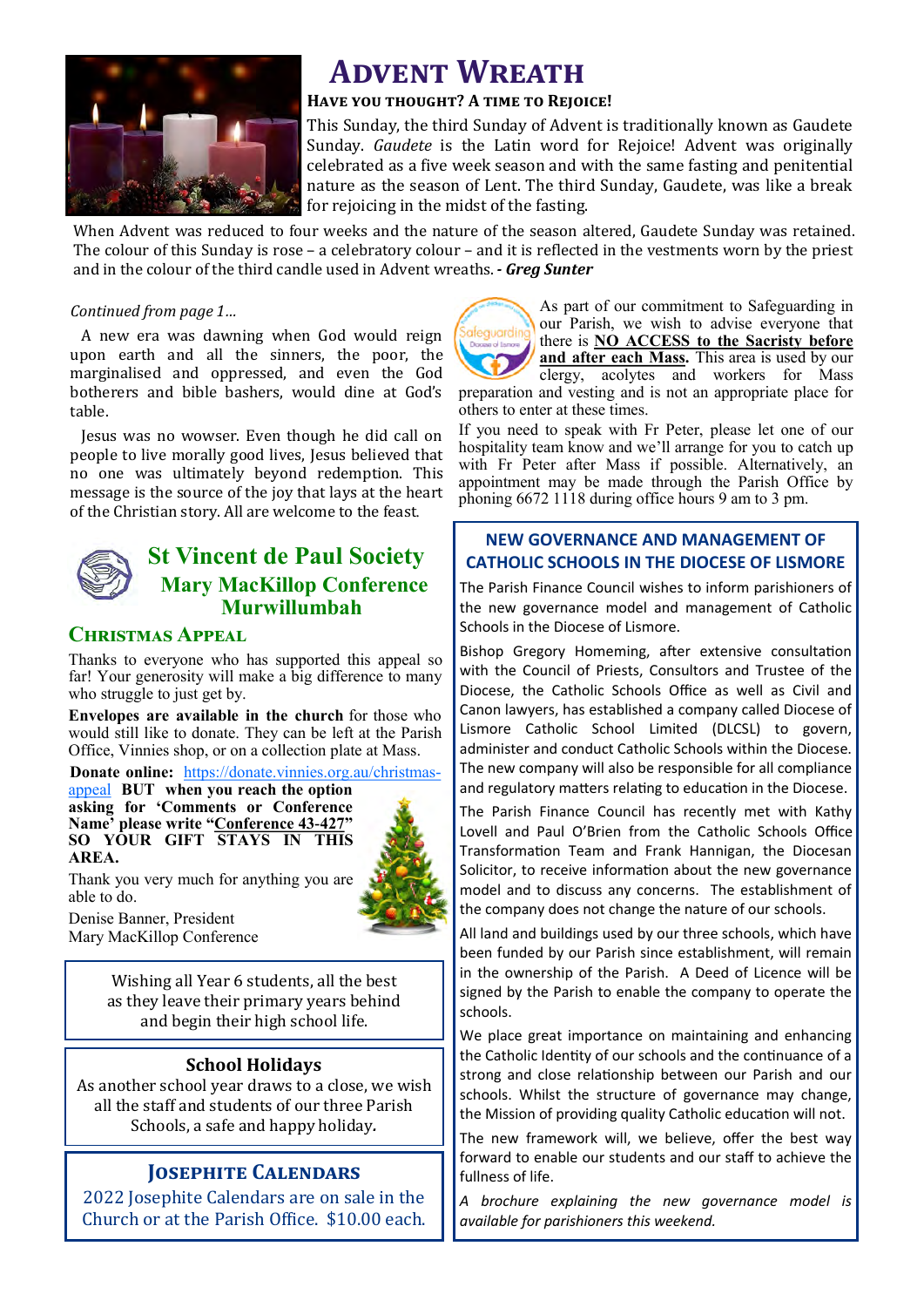# Advent Wreath

### Have you thought? A time to Rejoice!

This Sunday, the third Sunday of Advent is traditionally known as Gaudete Sunday. *Gaudete* is the Latin word for Rejoice! Advent was originally celebrated as a five week season and with the same fasting and penitential nature as the season of Lent. The third Sunday, Gaudete, was like a break for rejoicing in the midst of the fasting.

When Advent was reduced to four weeks and the nature of the season altered, Gaudete Sunday was retained. The colour of this Sunday is rose – a celebratory colour – and it is reflected in the vestments worn by the priest and in the colour of the third candle used in Advent wreaths. *- **Greg Sunter***

*Continued from page 1…*

A new era was dawning when God would reign upon earth and all the sinners, the poor, the marginalised and oppressed, and even the God botherers and bible bashers, would dine at God's table.

Jesus was no wowser. Even though he did call on people to live morally good lives, Jesus believed that no one was ultimately beyond redemption. This message is the source of the joy that lays at the heart of the Christian story. All are welcome to the feast.

## St Vincent de Paul Society
### Mary MacKillop Conference Murwillumbah

### Christmas Appeal

Thanks to everyone who has supported this appeal so far! Your generosity will make a big difference to many who struggle to just get by.

**Envelopes are available in the church** for those who would still like to donate. They can be left at the Parish Office, Vinnies shop, or on a collection plate at Mass.

**Donate online:** https://donate.vinnies.org.au/christmas-appeal **BUT when you reach the option asking for 'Comments or Conference Name' please write "Conference 43-427" SO YOUR GIFT STAYS IN THIS AREA.**

Thank you very much for anything you are able to do.

Denise Banner, President
Mary MacKillop Conference

Wishing all Year 6 students, all the best as they leave their primary years behind and begin their high school life.

### School Holidays

As another school year draws to a close, we wish all the staff and students of our three Parish Schools, a safe and happy holiday.

### Josephite Calendars

2022 Josephite Calendars are on sale in the Church or at the Parish Office. $10.00 each.

As part of our commitment to Safeguarding in our Parish, we wish to advise everyone that there is **NO ACCESS to the Sacristy before and after each Mass.** This area is used by our clergy, acolytes and workers for Mass preparation and vesting and is not an appropriate place for others to enter at these times.

If you need to speak with Fr Peter, please let one of our hospitality team know and we'll arrange for you to catch up with Fr Peter after Mass if possible. Alternatively, an appointment may be made through the Parish Office by phoning 6672 1118 during office hours 9 am to 3 pm.

### NEW GOVERNANCE AND MANAGEMENT OF CATHOLIC SCHOOLS IN THE DIOCESE OF LISMORE

The Parish Finance Council wishes to inform parishioners of the new governance model and management of Catholic Schools in the Diocese of Lismore.

Bishop Gregory Homeming, after extensive consultation with the Council of Priests, Consultors and Trustee of the Diocese, the Catholic Schools Office as well as Civil and Canon lawyers, has established a company called Diocese of Lismore Catholic School Limited (DLCSL) to govern, administer and conduct Catholic Schools within the Diocese. The new company will also be responsible for all compliance and regulatory matters relating to education in the Diocese.

The Parish Finance Council has recently met with Kathy Lovell and Paul O'Brien from the Catholic Schools Office Transformation Team and Frank Hannigan, the Diocesan Solicitor, to receive information about the new governance model and to discuss any concerns. The establishment of the company does not change the nature of our schools.

All land and buildings used by our three schools, which have been funded by our Parish since establishment, will remain in the ownership of the Parish. A Deed of Licence will be signed by the Parish to enable the company to operate the schools.

We place great importance on maintaining and enhancing the Catholic Identity of our schools and the continuance of a strong and close relationship between our Parish and our schools. Whilst the structure of governance may change, the Mission of providing quality Catholic education will not.

The new framework will, we believe, offer the best way forward to enable our students and our staff to achieve the fullness of life.

*A brochure explaining the new governance model is available for parishioners this weekend.*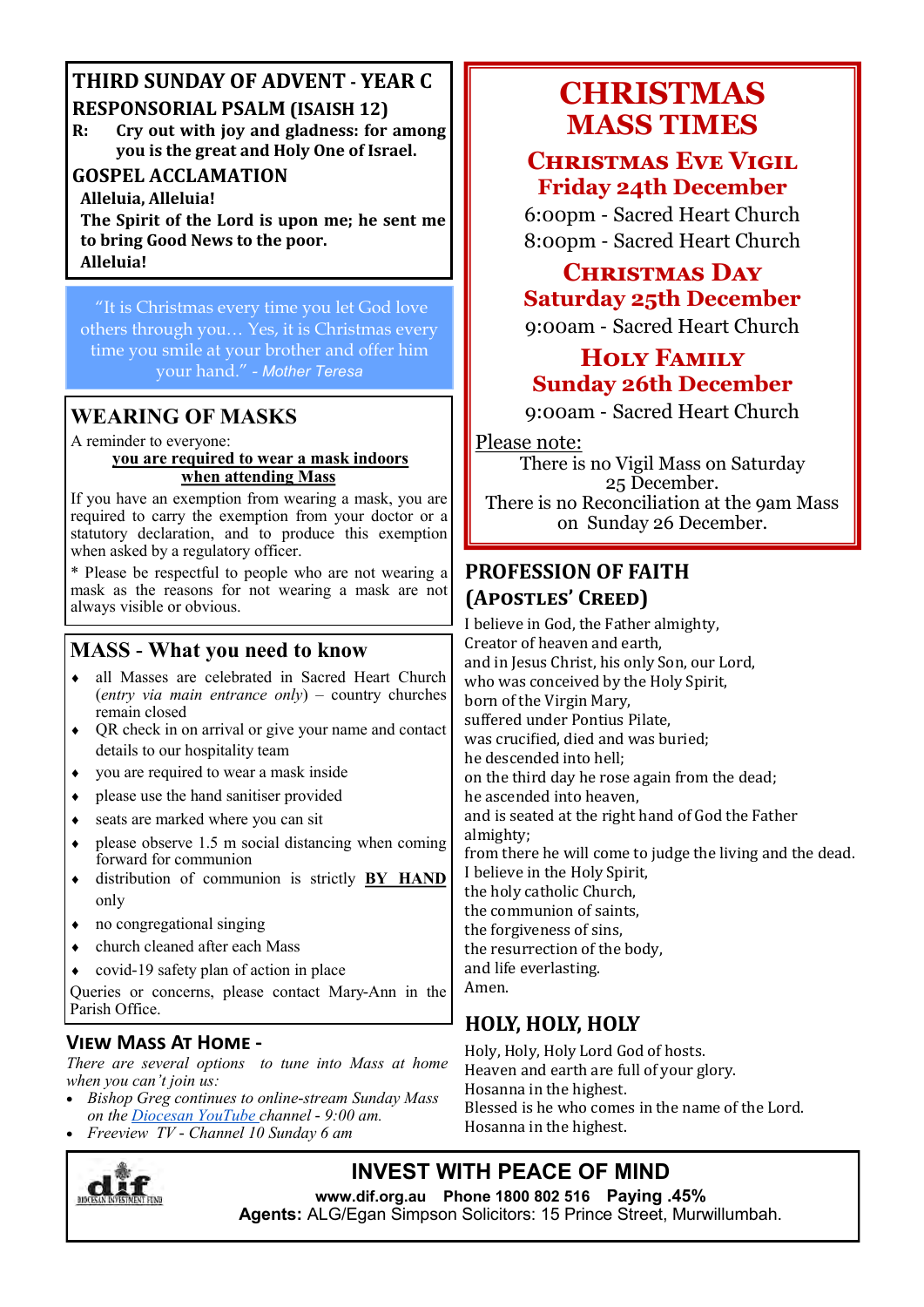## THIRD SUNDAY OF ADVENT - YEAR C

### RESPONSORIAL PSALM (ISAISH 12)

**R: Cry out with joy and gladness: for among you is the great and Holy One of Israel.**

### GOSPEL ACCLAMATION

**Alleluia, Alleluia!**
**The Spirit of the Lord is upon me; he sent me to bring Good News to the poor.**
**Alleluia!**

"It is Christmas every time you let God love others through you… Yes, it is Christmas every time you smile at your brother and offer him your hand." - *Mother Teresa*

## WEARING OF MASKS

A reminder to everyone:

**you are required to wear a mask indoors when attending Mass**

If you have an exemption from wearing a mask, you are required to carry the exemption from your doctor or a statutory declaration, and to produce this exemption when asked by a regulatory officer.

* Please be respectful to people who are not wearing a mask as the reasons for not wearing a mask are not always visible or obvious.

## MASS - What you need to know

- all Masses are celebrated in Sacred Heart Church (*entry via main entrance only*) – country churches remain closed
- QR check in on arrival or give your name and contact details to our hospitality team
- you are required to wear a mask inside
- please use the hand sanitiser provided
- seats are marked where you can sit
- please observe 1.5 m social distancing when coming forward for communion
- distribution of communion is strictly **BY HAND** only
- no congregational singing
- church cleaned after each Mass
- covid-19 safety plan of action in place

Queries or concerns, please contact Mary-Ann in the Parish Office.

### VIEW MASS AT HOME -

*There are several options to tune into Mass at home when you can't join us:*

- *Bishop Greg continues to online-stream Sunday Mass on the Diocesan YouTube channel - 9:00 am.*
- *Freeview TV - Channel 10 Sunday 6 am*

# CHRISTMAS MASS TIMES

## CHRISTMAS EVE VIGIL
**Friday 24th December**

6:00pm - Sacred Heart Church
8:00pm - Sacred Heart Church

## CHRISTMAS DAY
**Saturday 25th December**

9:00am - Sacred Heart Church

## HOLY FAMILY
**Sunday 26th December**

9:00am - Sacred Heart Church

Please note:

There is no Vigil Mass on Saturday 25 December.
There is no Reconciliation at the 9am Mass on Sunday 26 December.

## PROFESSION OF FAITH (APOSTLES' CREED)

I believe in God, the Father almighty,
Creator of heaven and earth,
and in Jesus Christ, his only Son, our Lord,
who was conceived by the Holy Spirit,
born of the Virgin Mary,
suffered under Pontius Pilate,
was crucified, died and was buried;
he descended into hell;
on the third day he rose again from the dead;
he ascended into heaven,
and is seated at the right hand of God the Father almighty;
from there he will come to judge the living and the dead.
I believe in the Holy Spirit,
the holy catholic Church,
the communion of saints,
the forgiveness of sins,
the resurrection of the body,
and life everlasting.
Amen.

## HOLY, HOLY, HOLY

Holy, Holy, Holy Lord God of hosts.
Heaven and earth are full of your glory.
Hosanna in the highest.
Blessed is he who comes in the name of the Lord.
Hosanna in the highest.

## INVEST WITH PEACE OF MIND

dif DIOCESAN INVESTMENT FUND

**www.dif.org.au Phone 1800 802 516 Paying .45%**
**Agents:** ALG/Egan Simpson Solicitors: 15 Prince Street, Murwillumbah.